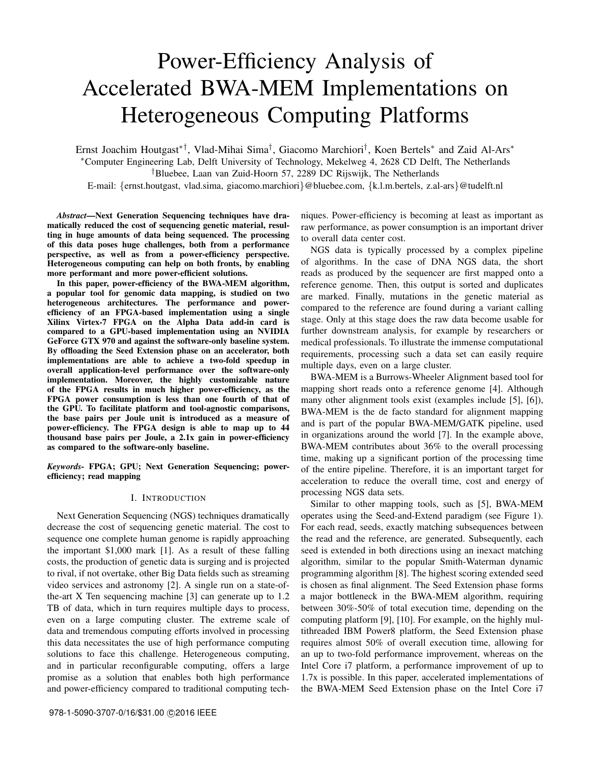# Power-Efficiency Analysis of Accelerated BWA-MEM Implementations on Heterogeneous Computing Platforms

Ernst Joachim Houtgast[*†], Vlad-Mihai Sima[†], Giacomo Marchiori[†], Koen Bertels[*] and Zaid Al-Ars[*]

[*]Computer Engineering Lab, Delft University of Technology, Mekelweg 4, 2628 CD Delft, The Netherlands

[†]Bluebee, Laan van Zuid-Hoorn 57, 2289 DC Rijswijk, The Netherlands

E-mail: {ernst.houtgast, vlad.sima, giacomo.marchiori}@bluebee.com, {k.l.m.bertels, z.al-ars}@tudelft.nl

***Abstract*—Next Generation Sequencing techniques have dramatically reduced the cost of sequencing genetic material, resulting in huge amounts of data being sequenced. The processing of this data poses huge challenges, both from a performance perspective, as well as from a power-efficiency perspective. Heterogeneous computing can help on both fronts, by enabling more performant and more power-efficient solutions.**

**In this paper, power-efficiency of the BWA-MEM algorithm, a popular tool for genomic data mapping, is studied on two heterogeneous architectures. The performance and power-efficiency of an FPGA-based implementation using a single Xilinx Virtex-7 FPGA on the Alpha Data add-in card is compared to a GPU-based implementation using an NVIDIA GeForce GTX 970 and against the software-only baseline system. By offloading the Seed Extension phase on an accelerator, both implementations are able to achieve a two-fold speedup in overall application-level performance over the software-only implementation. Moreover, the highly customizable nature of the FPGA results in much higher power-efficiency, as the FPGA power consumption is less than one fourth of that of the GPU. To facilitate platform and tool-agnostic comparisons, the base pairs per Joule unit is introduced as a measure of power-efficiency. The FPGA design is able to map up to 44 thousand base pairs per Joule, a 2.1x gain in power-efficiency as compared to the software-only baseline.**

***Keywords-* FPGA; GPU; Next Generation Sequencing; power-efficiency; read mapping**

## I. Introduction

Next Generation Sequencing (NGS) techniques dramatically decrease the cost of sequencing genetic material. The cost to sequence one complete human genome is rapidly approaching the important $1,000 mark [1]. As a result of these falling costs, the production of genetic data is surging and is projected to rival, if not overtake, other Big Data fields such as streaming video services and astronomy [2]. A single run on a state-of-the-art X Ten sequencing machine [3] can generate up to 1.2 TB of data, which in turn requires multiple days to process, even on a large computing cluster. The extreme scale of data and tremendous computing efforts involved in processing this data necessitates the use of high performance computing solutions to face this challenge. Heterogeneous computing, and in particular reconfigurable computing, offers a large promise as a solution that enables both high performance and power-efficiency compared to traditional computing techniques. Power-efficiency is becoming at least as important as raw performance, as power consumption is an important driver to overall data center cost.

NGS data is typically processed by a complex pipeline of algorithms. In the case of DNA NGS data, the short reads as produced by the sequencer are first mapped onto a reference genome. Then, this output is sorted and duplicates are marked. Finally, mutations in the genetic material as compared to the reference are found during a variant calling stage. Only at this stage does the raw data become usable for further downstream analysis, for example by researchers or medical professionals. To illustrate the immense computational requirements, processing such a data set can easily require multiple days, even on a large cluster.

BWA-MEM is a Burrows-Wheeler Alignment based tool for mapping short reads onto a reference genome [4]. Although many other alignment tools exist (examples include [5], [6]), BWA-MEM is the de facto standard for alignment mapping and is part of the popular BWA-MEM/GATK pipeline, used in organizations around the world [7]. In the example above, BWA-MEM contributes about 36% to the overall processing time, making up a significant portion of the processing time of the entire pipeline. Therefore, it is an important target for acceleration to reduce the overall time, cost and energy of processing NGS data sets.

Similar to other mapping tools, such as [5], BWA-MEM operates using the Seed-and-Extend paradigm (see Figure 1). For each read, seeds, exactly matching subsequences between the read and the reference, are generated. Subsequently, each seed is extended in both directions using an inexact matching algorithm, similar to the popular Smith-Waterman dynamic programming algorithm [8]. The highest scoring extended seed is chosen as final alignment. The Seed Extension phase forms a major bottleneck in the BWA-MEM algorithm, requiring between 30%-50% of total execution time, depending on the computing platform [9], [10]. For example, on the highly multithreaded IBM Power8 platform, the Seed Extension phase requires almost 50% of overall execution time, allowing for an up to two-fold performance improvement, whereas on the Intel Core i7 platform, a performance improvement of up to 1.7x is possible. In this paper, accelerated implementations of the BWA-MEM Seed Extension phase on the Intel Core i7

978-1-5090-3707-0/16/$31.00 ©2016 IEEE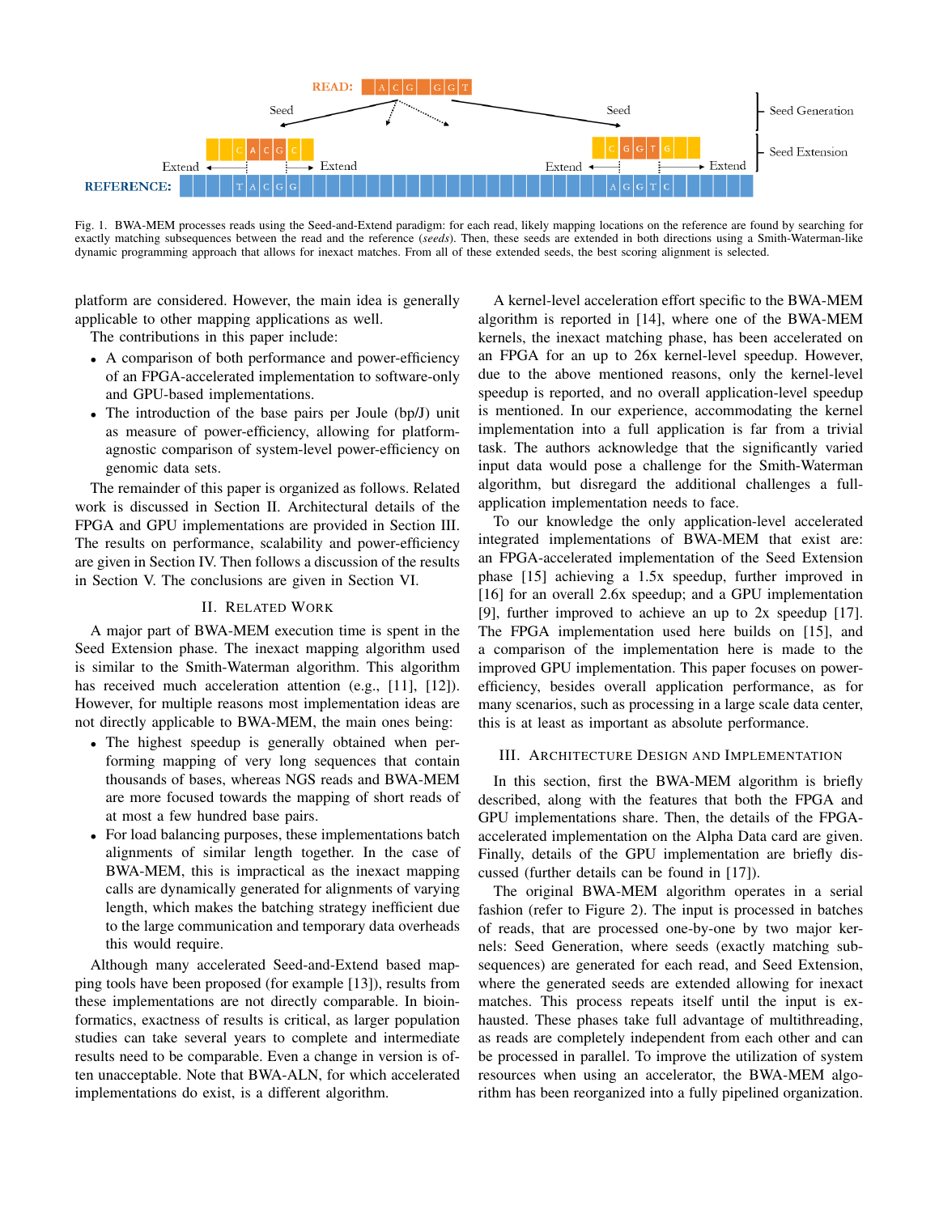Fig. 1. BWA-MEM processes reads using the Seed-and-Extend paradigm: for each read, likely mapping locations on the reference are found by searching for exactly matching subsequences between the read and the reference (*seeds*). Then, these seeds are extended in both directions using a Smith-Waterman-like dynamic programming approach that allows for inexact matches. From all of these extended seeds, the best scoring alignment is selected.

platform are considered. However, the main idea is generally applicable to other mapping applications as well.

The contributions in this paper include:

- A comparison of both performance and power-efficiency of an FPGA-accelerated implementation to software-only and GPU-based implementations.
- The introduction of the base pairs per Joule (bp/J) unit as measure of power-efficiency, allowing for platform-agnostic comparison of system-level power-efficiency on genomic data sets.

The remainder of this paper is organized as follows. Related work is discussed in Section II. Architectural details of the FPGA and GPU implementations are provided in Section III. The results on performance, scalability and power-efficiency are given in Section IV. Then follows a discussion of the results in Section V. The conclusions are given in Section VI.

## II. Related Work

A major part of BWA-MEM execution time is spent in the Seed Extension phase. The inexact mapping algorithm used is similar to the Smith-Waterman algorithm. This algorithm has received much acceleration attention (e.g., [11], [12]). However, for multiple reasons most implementation ideas are not directly applicable to BWA-MEM, the main ones being:

- The highest speedup is generally obtained when performing mapping of very long sequences that contain thousands of bases, whereas NGS reads and BWA-MEM are more focused towards the mapping of short reads of at most a few hundred base pairs.
- For load balancing purposes, these implementations batch alignments of similar length together. In the case of BWA-MEM, this is impractical as the inexact mapping calls are dynamically generated for alignments of varying length, which makes the batching strategy inefficient due to the large communication and temporary data overheads this would require.

Although many accelerated Seed-and-Extend based mapping tools have been proposed (for example [13]), results from these implementations are not directly comparable. In bioinformatics, exactness of results is critical, as larger population studies can take several years to complete and intermediate results need to be comparable. Even a change in version is often unacceptable. Note that BWA-ALN, for which accelerated implementations do exist, is a different algorithm.

A kernel-level acceleration effort specific to the BWA-MEM algorithm is reported in [14], where one of the BWA-MEM kernels, the inexact matching phase, has been accelerated on an FPGA for an up to 26x kernel-level speedup. However, due to the above mentioned reasons, only the kernel-level speedup is reported, and no overall application-level speedup is mentioned. In our experience, accommodating the kernel implementation into a full application is far from a trivial task. The authors acknowledge that the significantly varied input data would pose a challenge for the Smith-Waterman algorithm, but disregard the additional challenges a full-application implementation needs to face.

To our knowledge the only application-level accelerated integrated implementations of BWA-MEM that exist are: an FPGA-accelerated implementation of the Seed Extension phase [15] achieving a 1.5x speedup, further improved in [16] for an overall 2.6x speedup; and a GPU implementation [9], further improved to achieve an up to 2x speedup [17]. The FPGA implementation used here builds on [15], and a comparison of the implementation here is made to the improved GPU implementation. This paper focuses on power-efficiency, besides overall application performance, as for many scenarios, such as processing in a large scale data center, this is at least as important as absolute performance.

## III. Architecture Design and Implementation

In this section, first the BWA-MEM algorithm is briefly described, along with the features that both the FPGA and GPU implementations share. Then, the details of the FPGA-accelerated implementation on the Alpha Data card are given. Finally, details of the GPU implementation are briefly discussed (further details can be found in [17]).

The original BWA-MEM algorithm operates in a serial fashion (refer to Figure 2). The input is processed in batches of reads, that are processed one-by-one by two major kernels: Seed Generation, where seeds (exactly matching subsequences) are generated for each read, and Seed Extension, where the generated seeds are extended allowing for inexact matches. This process repeats itself until the input is exhausted. These phases take full advantage of multithreading, as reads are completely independent from each other and can be processed in parallel. To improve the utilization of system resources when using an accelerator, the BWA-MEM algorithm has been reorganized into a fully pipelined organization.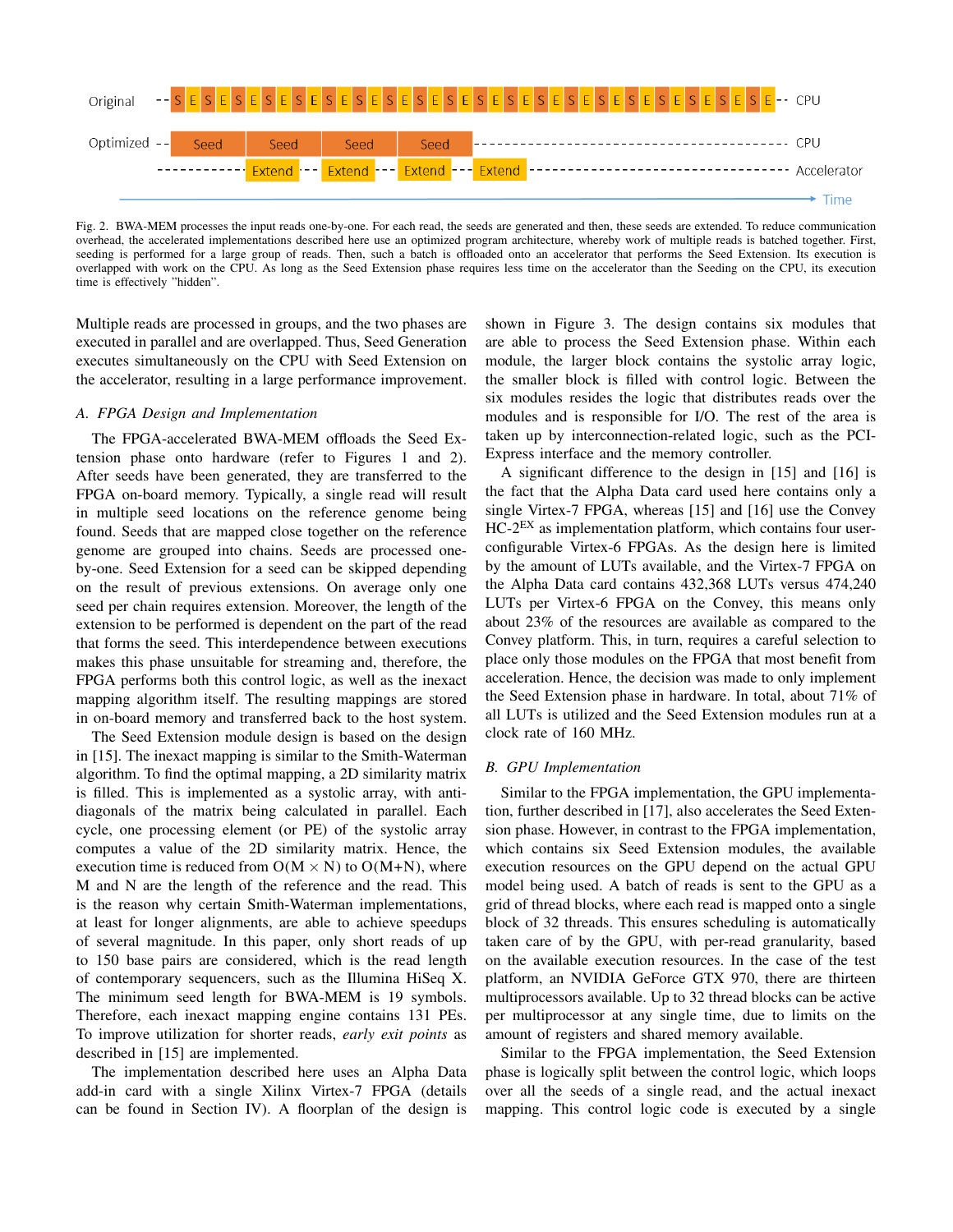Original -- S E S E S E S E S E S E S E S E S E S E S E S E S E S E S E S E S E S E S E S E -- CPU

Optimized -- Seed | Seed | Seed | Seed ---------------------------------- CPU

------------ Extend --- Extend --- Extend --- Extend ---------------------------------- Accelerator

Time

Fig. 2. BWA-MEM processes the input reads one-by-one. For each read, the seeds are generated and then, these seeds are extended. To reduce communication overhead, the accelerated implementations described here use an optimized program architecture, whereby work of multiple reads is batched together. First, seeding is performed for a large group of reads. Then, such a batch is offloaded onto an accelerator that performs the Seed Extension. Its execution is overlapped with work on the CPU. As long as the Seed Extension phase requires less time on the accelerator than the Seeding on the CPU, its execution time is effectively "hidden".

Multiple reads are processed in groups, and the two phases are executed in parallel and are overlapped. Thus, Seed Generation executes simultaneously on the CPU with Seed Extension on the accelerator, resulting in a large performance improvement.

### A. FPGA Design and Implementation

The FPGA-accelerated BWA-MEM offloads the Seed Extension phase onto hardware (refer to Figures 1 and 2). After seeds have been generated, they are transferred to the FPGA on-board memory. Typically, a single read will result in multiple seed locations on the reference genome being found. Seeds that are mapped close together on the reference genome are grouped into chains. Seeds are processed one-by-one. Seed Extension for a seed can be skipped depending on the result of previous extensions. On average only one seed per chain requires extension. Moreover, the length of the extension to be performed is dependent on the part of the read that forms the seed. This interdependence between executions makes this phase unsuitable for streaming and, therefore, the FPGA performs both this control logic, as well as the inexact mapping algorithm itself. The resulting mappings are stored in on-board memory and transferred back to the host system.

The Seed Extension module design is based on the design in [15]. The inexact mapping is similar to the Smith-Waterman algorithm. To find the optimal mapping, a 2D similarity matrix is filled. This is implemented as a systolic array, with anti-diagonals of the matrix being calculated in parallel. Each cycle, one processing element (or PE) of the systolic array computes a value of the 2D similarity matrix. Hence, the execution time is reduced from $O(M \times N)$ to $O(M+N)$, where M and N are the length of the reference and the read. This is the reason why certain Smith-Waterman implementations, at least for longer alignments, are able to achieve speedups of several magnitude. In this paper, only short reads of up to 150 base pairs are considered, which is the read length of contemporary sequencers, such as the Illumina HiSeq X. The minimum seed length for BWA-MEM is 19 symbols. Therefore, each inexact mapping engine contains 131 PEs. To improve utilization for shorter reads, *early exit points* as described in [15] are implemented.

The implementation described here uses an Alpha Data add-in card with a single Xilinx Virtex-7 FPGA (details can be found in Section IV). A floorplan of the design is shown in Figure 3. The design contains six modules that are able to process the Seed Extension phase. Within each module, the larger block contains the systolic array logic, the smaller block is filled with control logic. Between the six modules resides the logic that distributes reads over the modules and is responsible for I/O. The rest of the area is taken up by interconnection-related logic, such as the PCI-Express interface and the memory controller.

A significant difference to the design in [15] and [16] is the fact that the Alpha Data card used here contains only a single Virtex-7 FPGA, whereas [15] and [16] use the Convey HC-$2^{EX}$ as implementation platform, which contains four user-configurable Virtex-6 FPGAs. As the design here is limited by the amount of LUTs available, and the Virtex-7 FPGA on the Alpha Data card contains 432,368 LUTs versus 474,240 LUTs per Virtex-6 FPGA on the Convey, this means only about 23% of the resources are available as compared to the Convey platform. This, in turn, requires a careful selection to place only those modules on the FPGA that most benefit from acceleration. Hence, the decision was made to only implement the Seed Extension phase in hardware. In total, about 71% of all LUTs is utilized and the Seed Extension modules run at a clock rate of 160 MHz.

### B. GPU Implementation

Similar to the FPGA implementation, the GPU implementation, further described in [17], also accelerates the Seed Extension phase. However, in contrast to the FPGA implementation, which contains six Seed Extension modules, the available execution resources on the GPU depend on the actual GPU model being used. A batch of reads is sent to the GPU as a grid of thread blocks, where each read is mapped onto a single block of 32 threads. This ensures scheduling is automatically taken care of by the GPU, with per-read granularity, based on the available execution resources. In the case of the test platform, an NVIDIA GeForce GTX 970, there are thirteen multiprocessors available. Up to 32 thread blocks can be active per multiprocessor at any single time, due to limits on the amount of registers and shared memory available.

Similar to the FPGA implementation, the Seed Extension phase is logically split between the control logic, which loops over all the seeds of a single read, and the actual inexact mapping. This control logic code is executed by a single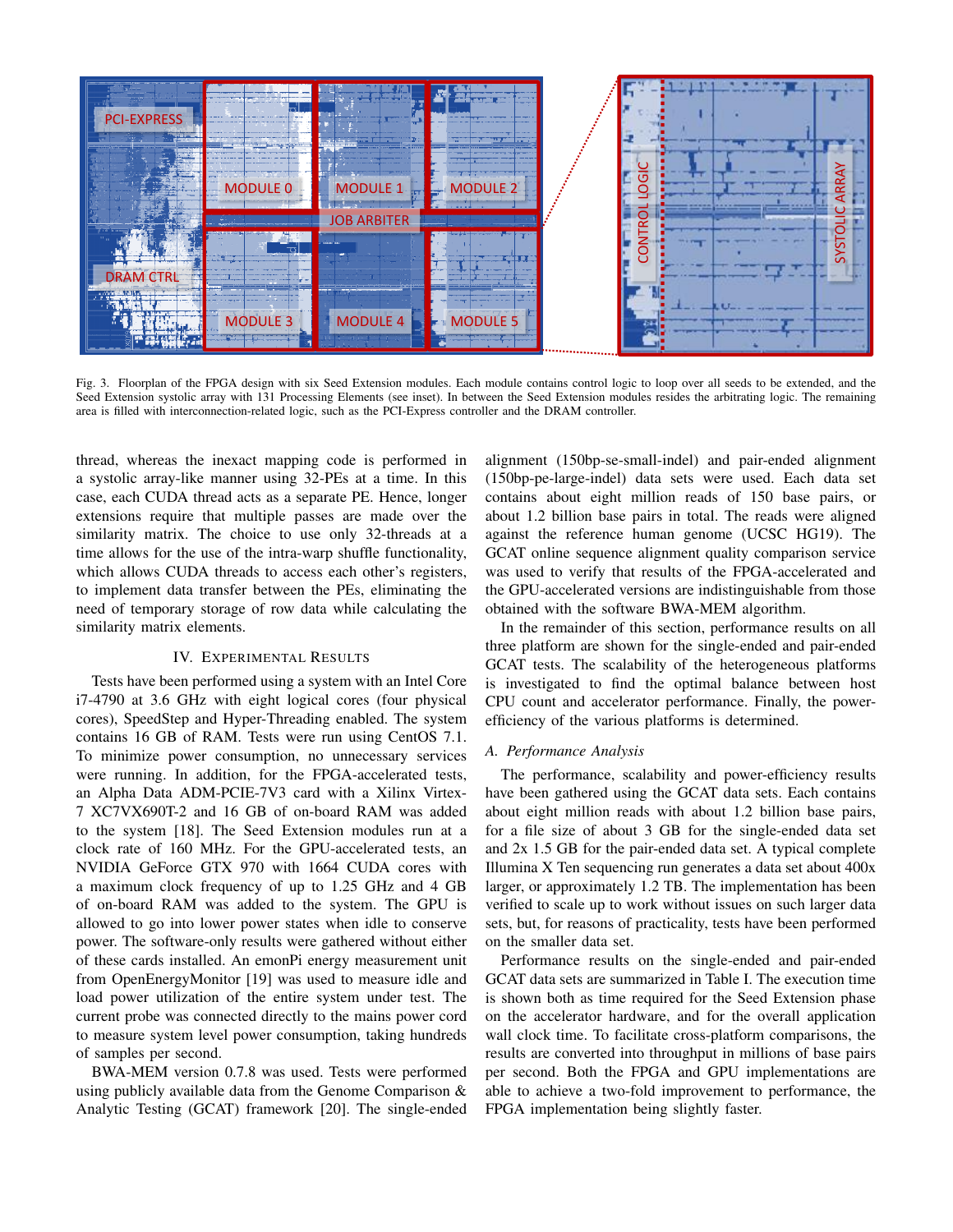Fig. 3. Floorplan of the FPGA design with six Seed Extension modules. Each module contains control logic to loop over all seeds to be extended, and the Seed Extension systolic array with 131 Processing Elements (see inset). In between the Seed Extension modules resides the arbitrating logic. The remaining area is filled with interconnection-related logic, such as the PCI-Express controller and the DRAM controller.

thread, whereas the inexact mapping code is performed in a systolic array-like manner using 32-PEs at a time. In this case, each CUDA thread acts as a separate PE. Hence, longer extensions require that multiple passes are made over the similarity matrix. The choice to use only 32-threads at a time allows for the use of the intra-warp shuffle functionality, which allows CUDA threads to access each other's registers, to implement data transfer between the PEs, eliminating the need of temporary storage of row data while calculating the similarity matrix elements.

## IV. Experimental Results

Tests have been performed using a system with an Intel Core i7-4790 at 3.6 GHz with eight logical cores (four physical cores), SpeedStep and Hyper-Threading enabled. The system contains 16 GB of RAM. Tests were run using CentOS 7.1. To minimize power consumption, no unnecessary services were running. In addition, for the FPGA-accelerated tests, an Alpha Data ADM-PCIE-7V3 card with a Xilinx Virtex-7 XC7VX690T-2 and 16 GB of on-board RAM was added to the system [18]. The Seed Extension modules run at a clock rate of 160 MHz. For the GPU-accelerated tests, an NVIDIA GeForce GTX 970 with 1664 CUDA cores with a maximum clock frequency of up to 1.25 GHz and 4 GB of on-board RAM was added to the system. The GPU is allowed to go into lower power states when idle to conserve power. The software-only results were gathered without either of these cards installed. An emonPi energy measurement unit from OpenEnergyMonitor [19] was used to measure idle and load power utilization of the entire system under test. The current probe was connected directly to the mains power cord to measure system level power consumption, taking hundreds of samples per second.

BWA-MEM version 0.7.8 was used. Tests were performed using publicly available data from the Genome Comparison & Analytic Testing (GCAT) framework [20]. The single-ended alignment (150bp-se-small-indel) and pair-ended alignment (150bp-pe-large-indel) data sets were used. Each data set contains about eight million reads of 150 base pairs, or about 1.2 billion base pairs in total. The reads were aligned against the reference human genome (UCSC HG19). The GCAT online sequence alignment quality comparison service was used to verify that results of the FPGA-accelerated and the GPU-accelerated versions are indistinguishable from those obtained with the software BWA-MEM algorithm.

In the remainder of this section, performance results on all three platform are shown for the single-ended and pair-ended GCAT tests. The scalability of the heterogeneous platforms is investigated to find the optimal balance between host CPU count and accelerator performance. Finally, the power-efficiency of the various platforms is determined.

### *A. Performance Analysis*

The performance, scalability and power-efficiency results have been gathered using the GCAT data sets. Each contains about eight million reads with about 1.2 billion base pairs, for a file size of about 3 GB for the single-ended data set and 2x 1.5 GB for the pair-ended data set. A typical complete Illumina X Ten sequencing run generates a data set about 400x larger, or approximately 1.2 TB. The implementation has been verified to scale up to work without issues on such larger data sets, but, for reasons of practicality, tests have been performed on the smaller data set.

Performance results on the single-ended and pair-ended GCAT data sets are summarized in Table I. The execution time is shown both as time required for the Seed Extension phase on the accelerator hardware, and for the overall application wall clock time. To facilitate cross-platform comparisons, the results are converted into throughput in millions of base pairs per second. Both the FPGA and GPU implementations are able to achieve a two-fold improvement to performance, the FPGA implementation being slightly faster.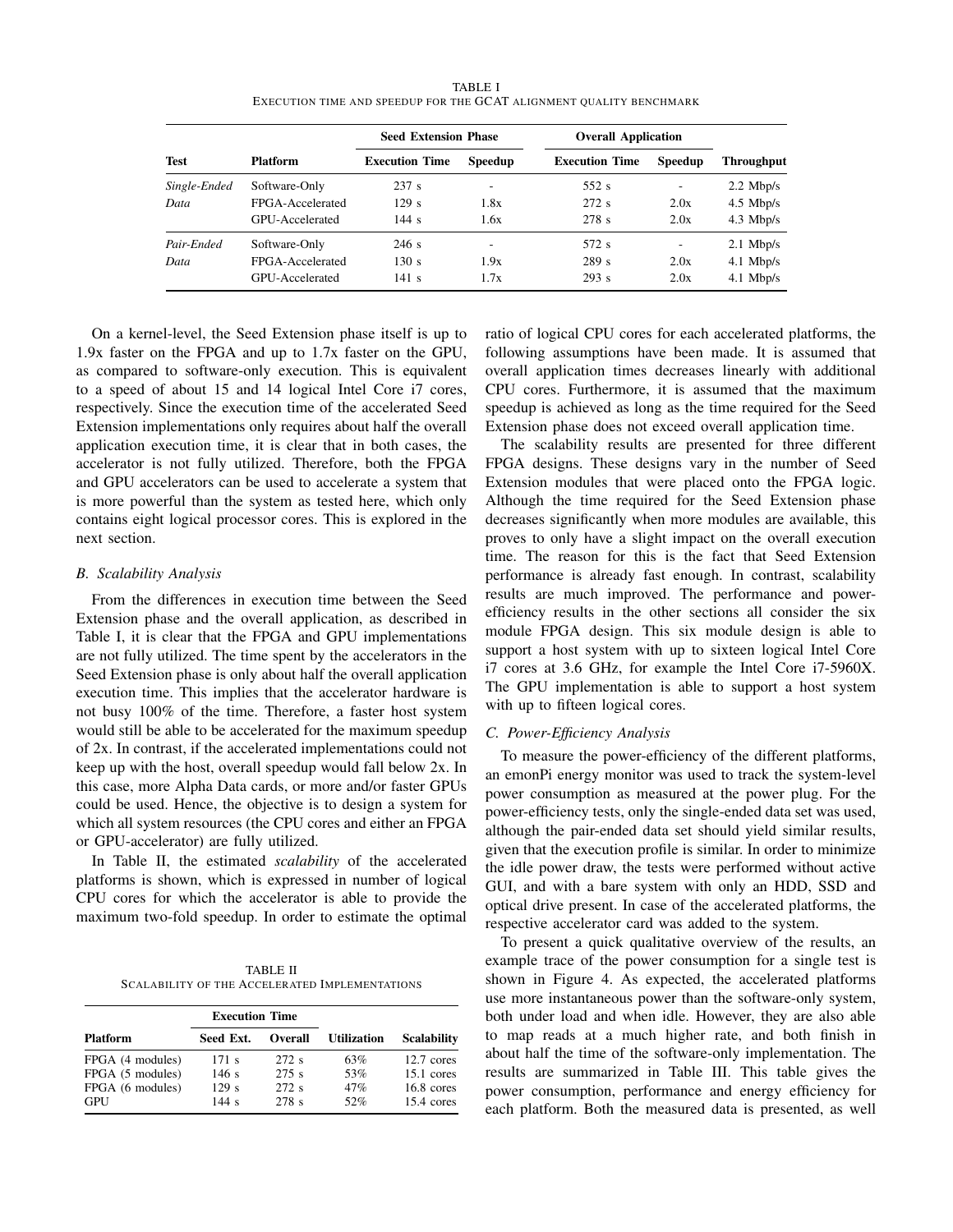TABLE I
EXECUTION TIME AND SPEEDUP FOR THE GCAT ALIGNMENT QUALITY BENCHMARK

| Test | Platform | Seed Extension Phase | | Overall Application | | Throughput |
|---|---|---|---|---|---|---|
| | | Execution Time | Speedup | Execution Time | Speedup | |
| *Single-Ended Data* | Software-Only | 237 s | - | 552 s | - | 2.2 Mbp/s |
| | FPGA-Accelerated | 129 s | 1.8x | 272 s | 2.0x | 4.5 Mbp/s |
| | GPU-Accelerated | 144 s | 1.6x | 278 s | 2.0x | 4.3 Mbp/s |
| *Pair-Ended Data* | Software-Only | 246 s | - | 572 s | - | 2.1 Mbp/s |
| | FPGA-Accelerated | 130 s | 1.9x | 289 s | 2.0x | 4.1 Mbp/s |
| | GPU-Accelerated | 141 s | 1.7x | 293 s | 2.0x | 4.1 Mbp/s |

On a kernel-level, the Seed Extension phase itself is up to 1.9x faster on the FPGA and up to 1.7x faster on the GPU, as compared to software-only execution. This is equivalent to a speed of about 15 and 14 logical Intel Core i7 cores, respectively. Since the execution time of the accelerated Seed Extension implementations only requires about half the overall application execution time, it is clear that in both cases, the accelerator is not fully utilized. Therefore, both the FPGA and GPU accelerators can be used to accelerate a system that is more powerful than the system as tested here, which only contains eight logical processor cores. This is explored in the next section.

### B. Scalability Analysis

From the differences in execution time between the Seed Extension phase and the overall application, as described in Table I, it is clear that the FPGA and GPU implementations are not fully utilized. The time spent by the accelerators in the Seed Extension phase is only about half the overall application execution time. This implies that the accelerator hardware is not busy 100% of the time. Therefore, a faster host system would still be able to be accelerated for the maximum speedup of 2x. In contrast, if the accelerated implementations could not keep up with the host, overall speedup would fall below 2x. In this case, more Alpha Data cards, or more and/or faster GPUs could be used. Hence, the objective is to design a system for which all system resources (the CPU cores and either an FPGA or GPU-accelerator) are fully utilized.

In Table II, the estimated *scalability* of the accelerated platforms is shown, which is expressed in number of logical CPU cores for which the accelerator is able to provide the maximum two-fold speedup. In order to estimate the optimal ratio of logical CPU cores for each accelerated platforms, the following assumptions have been made. It is assumed that overall application times decreases linearly with additional CPU cores. Furthermore, it is assumed that the maximum speedup is achieved as long as the time required for the Seed Extension phase does not exceed overall application time.

The scalability results are presented for three different FPGA designs. These designs vary in the number of Seed Extension modules that were placed onto the FPGA logic. Although the time required for the Seed Extension phase decreases significantly when more modules are available, this proves to only have a slight impact on the overall execution time. The reason for this is the fact that Seed Extension performance is already fast enough. In contrast, scalability results are much improved. The performance and power-efficiency results in the other sections all consider the six module FPGA design. This six module design is able to support a host system with up to sixteen logical Intel Core i7 cores at 3.6 GHz, for example the Intel Core i7-5960X. The GPU implementation is able to support a host system with up to fifteen logical cores.

TABLE II
SCALABILITY OF THE ACCELERATED IMPLEMENTATIONS

| Platform | Execution Time | | Utilization | Scalability |
|---|---|---|---|---|
| | Seed Ext. | Overall | | |
| FPGA (4 modules) | 171 s | 272 s | 63% | 12.7 cores |
| FPGA (5 modules) | 146 s | 275 s | 53% | 15.1 cores |
| FPGA (6 modules) | 129 s | 272 s | 47% | 16.8 cores |
| GPU | 144 s | 278 s | 52% | 15.4 cores |

### C. Power-Efficiency Analysis

To measure the power-efficiency of the different platforms, an emonPi energy monitor was used to track the system-level power consumption as measured at the power plug. For the power-efficiency tests, only the single-ended data set was used, although the pair-ended data set should yield similar results, given that the execution profile is similar. In order to minimize the idle power draw, the tests were performed without active GUI, and with a bare system with only an HDD, SSD and optical drive present. In case of the accelerated platforms, the respective accelerator card was added to the system.

To present a quick qualitative overview of the results, an example trace of the power consumption for a single test is shown in Figure 4. As expected, the accelerated platforms use more instantaneous power than the software-only system, both under load and when idle. However, they are also able to map reads at a much higher rate, and both finish in about half the time of the software-only implementation. The results are summarized in Table III. This table gives the power consumption, performance and energy efficiency for each platform. Both the measured data is presented, as well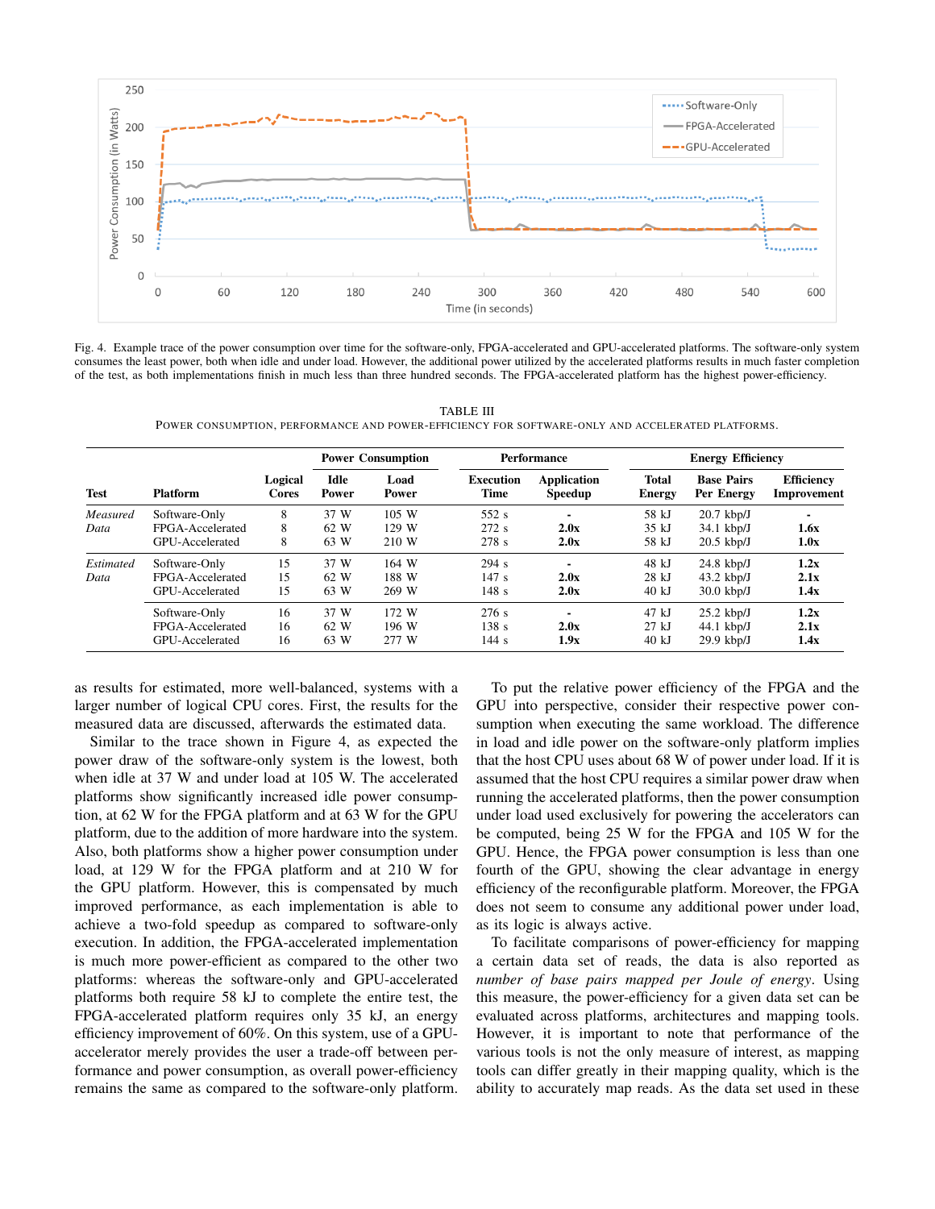Fig. 4. Example trace of the power consumption over time for the software-only, FPGA-accelerated and GPU-accelerated platforms. The software-only system consumes the least power, both when idle and under load. However, the additional power utilized by the accelerated platforms results in much faster completion of the test, as both implementations finish in much less than three hundred seconds. The FPGA-accelerated platform has the highest power-efficiency.

TABLE III

POWER CONSUMPTION, PERFORMANCE AND POWER-EFFICIENCY FOR SOFTWARE-ONLY AND ACCELERATED PLATFORMS.

| Test | Platform | Logical Cores | Power Consumption: Idle Power | Power Consumption: Load Power | Performance: Execution Time | Performance: Application Speedup | Energy Efficiency: Total Energy | Energy Efficiency: Base Pairs Per Energy | Energy Efficiency: Efficiency Improvement |
|---|---|---|---|---|---|---|---|---|---|
| *Measured Data* | Software-Only | 8 | 37 W | 105 W | 552 s | - | 58 kJ | 20.7 kbp/J | - |
| | FPGA-Accelerated | 8 | 62 W | 129 W | 272 s | **2.0x** | 35 kJ | 34.1 kbp/J | **1.6x** |
| | GPU-Accelerated | 8 | 63 W | 210 W | 278 s | **2.0x** | 58 kJ | 20.5 kbp/J | **1.0x** |
| *Estimated Data* | Software-Only | 15 | 37 W | 164 W | 294 s | - | 48 kJ | 24.8 kbp/J | **1.2x** |
| | FPGA-Accelerated | 15 | 62 W | 188 W | 147 s | **2.0x** | 28 kJ | 43.2 kbp/J | **2.1x** |
| | GPU-Accelerated | 15 | 63 W | 269 W | 148 s | **2.0x** | 40 kJ | 30.0 kbp/J | **1.4x** |
| | Software-Only | 16 | 37 W | 172 W | 276 s | - | 47 kJ | 25.2 kbp/J | **1.2x** |
| | FPGA-Accelerated | 16 | 62 W | 196 W | 138 s | **2.0x** | 27 kJ | 44.1 kbp/J | **2.1x** |
| | GPU-Accelerated | 16 | 63 W | 277 W | 144 s | **1.9x** | 40 kJ | 29.9 kbp/J | **1.4x** |

as results for estimated, more well-balanced, systems with a larger number of logical CPU cores. First, the results for the measured data are discussed, afterwards the estimated data.

Similar to the trace shown in Figure 4, as expected the power draw of the software-only system is the lowest, both when idle at 37 W and under load at 105 W. The accelerated platforms show significantly increased idle power consumption, at 62 W for the FPGA platform and at 63 W for the GPU platform, due to the addition of more hardware into the system. Also, both platforms show a higher power consumption under load, at 129 W for the FPGA platform and at 210 W for the GPU platform. However, this is compensated by much improved performance, as each implementation is able to achieve a two-fold speedup as compared to software-only execution. In addition, the FPGA-accelerated implementation is much more power-efficient as compared to the other two platforms: whereas the software-only and GPU-accelerated platforms both require 58 kJ to complete the entire test, the FPGA-accelerated platform requires only 35 kJ, an energy efficiency improvement of 60%. On this system, use of a GPU-accelerator merely provides the user a trade-off between performance and power consumption, as overall power-efficiency remains the same as compared to the software-only platform.

To put the relative power efficiency of the FPGA and the GPU into perspective, consider their respective power consumption when executing the same workload. The difference in load and idle power on the software-only platform implies that the host CPU uses about 68 W of power under load. If it is assumed that the host CPU requires a similar power draw when running the accelerated platforms, then the power consumption under load used exclusively for powering the accelerators can be computed, being 25 W for the FPGA and 105 W for the GPU. Hence, the FPGA power consumption is less than one fourth of the GPU, showing the clear advantage in energy efficiency of the reconfigurable platform. Moreover, the FPGA does not seem to consume any additional power under load, as its logic is always active.

To facilitate comparisons of power-efficiency for mapping a certain data set of reads, the data is also reported as *number of base pairs mapped per Joule of energy*. Using this measure, the power-efficiency for a given data set can be evaluated across platforms, architectures and mapping tools. However, it is important to note that performance of the various tools is not the only measure of interest, as mapping tools can differ greatly in their mapping quality, which is the ability to accurately map reads. As the data set used in these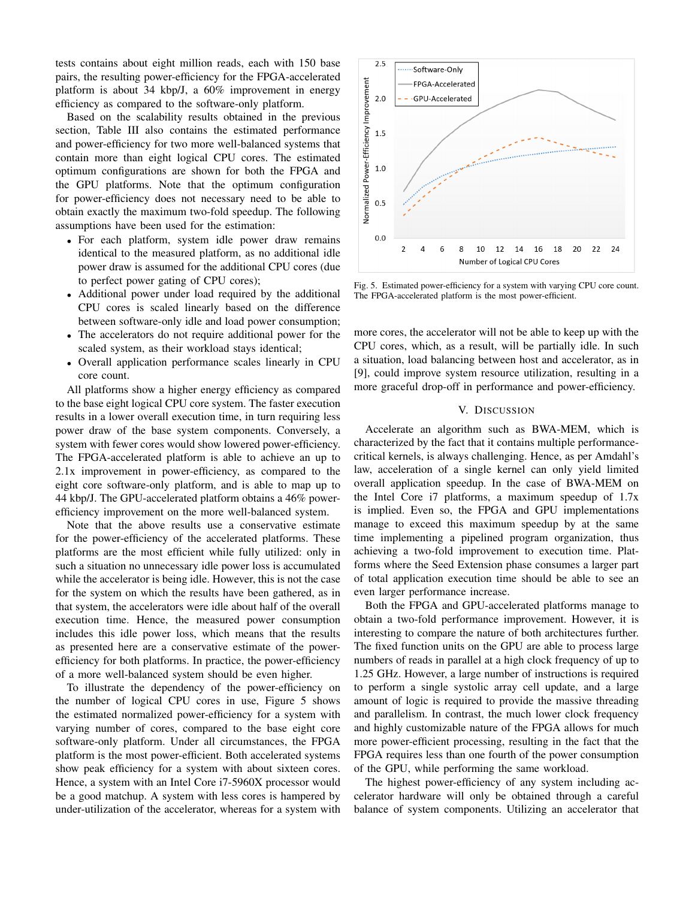tests contains about eight million reads, each with 150 base pairs, the resulting power-efficiency for the FPGA-accelerated platform is about 34 kbp/J, a 60% improvement in energy efficiency as compared to the software-only platform.

Based on the scalability results obtained in the previous section, Table III also contains the estimated performance and power-efficiency for two more well-balanced systems that contain more than eight logical CPU cores. The estimated optimum configurations are shown for both the FPGA and the GPU platforms. Note that the optimum configuration for power-efficiency does not necessary need to be able to obtain exactly the maximum two-fold speedup. The following assumptions have been used for the estimation:

- For each platform, system idle power draw remains identical to the measured platform, as no additional idle power draw is assumed for the additional CPU cores (due to perfect power gating of CPU cores);
- Additional power under load required by the additional CPU cores is scaled linearly based on the difference between software-only idle and load power consumption;
- The accelerators do not require additional power for the scaled system, as their workload stays identical;
- Overall application performance scales linearly in CPU core count.

All platforms show a higher energy efficiency as compared to the base eight logical CPU core system. The faster execution results in a lower overall execution time, in turn requiring less power draw of the base system components. Conversely, a system with fewer cores would show lowered power-efficiency. The FPGA-accelerated platform is able to achieve an up to 2.1x improvement in power-efficiency, as compared to the eight core software-only platform, and is able to map up to 44 kbp/J. The GPU-accelerated platform obtains a 46% power-efficiency improvement on the more well-balanced system.

Note that the above results use a conservative estimate for the power-efficiency of the accelerated platforms. These platforms are the most efficient while fully utilized: only in such a situation no unnecessary idle power loss is accumulated while the accelerator is being idle. However, this is not the case for the system on which the results have been gathered, as in that system, the accelerators were idle about half of the overall execution time. Hence, the measured power consumption includes this idle power loss, which means that the results as presented here are a conservative estimate of the power-efficiency for both platforms. In practice, the power-efficiency of a more well-balanced system should be even higher.

To illustrate the dependency of the power-efficiency on the number of logical CPU cores in use, Figure 5 shows the estimated normalized power-efficiency for a system with varying number of cores, compared to the base eight core software-only platform. Under all circumstances, the FPGA platform is the most power-efficient. Both accelerated systems show peak efficiency for a system with about sixteen cores. Hence, a system with an Intel Core i7-5960X processor would be a good matchup. A system with less cores is hampered by under-utilization of the accelerator, whereas for a system with more cores, the accelerator will not be able to keep up with the CPU cores, which, as a result, will be partially idle. In such a situation, load balancing between host and accelerator, as in [9], could improve system resource utilization, resulting in a more graceful drop-off in performance and power-efficiency.

Fig. 5. Estimated power-efficiency for a system with varying CPU core count. The FPGA-accelerated platform is the most power-efficient.

## V. Discussion

Accelerate an algorithm such as BWA-MEM, which is characterized by the fact that it contains multiple performance-critical kernels, is always challenging. Hence, as per Amdahl's law, acceleration of a single kernel can only yield limited overall application speedup. In the case of BWA-MEM on the Intel Core i7 platforms, a maximum speedup of 1.7x is implied. Even so, the FPGA and GPU implementations manage to exceed this maximum speedup by at the same time implementing a pipelined program organization, thus achieving a two-fold improvement to execution time. Platforms where the Seed Extension phase consumes a larger part of total application execution time should be able to see an even larger performance increase.

Both the FPGA and GPU-accelerated platforms manage to obtain a two-fold performance improvement. However, it is interesting to compare the nature of both architectures further. The fixed function units on the GPU are able to process large numbers of reads in parallel at a high clock frequency of up to 1.25 GHz. However, a large number of instructions is required to perform a single systolic array cell update, and a large amount of logic is required to provide the massive threading and parallelism. In contrast, the much lower clock frequency and highly customizable nature of the FPGA allows for much more power-efficient processing, resulting in the fact that the FPGA requires less than one fourth of the power consumption of the GPU, while performing the same workload.

The highest power-efficiency of any system including accelerator hardware will only be obtained through a careful balance of system components. Utilizing an accelerator that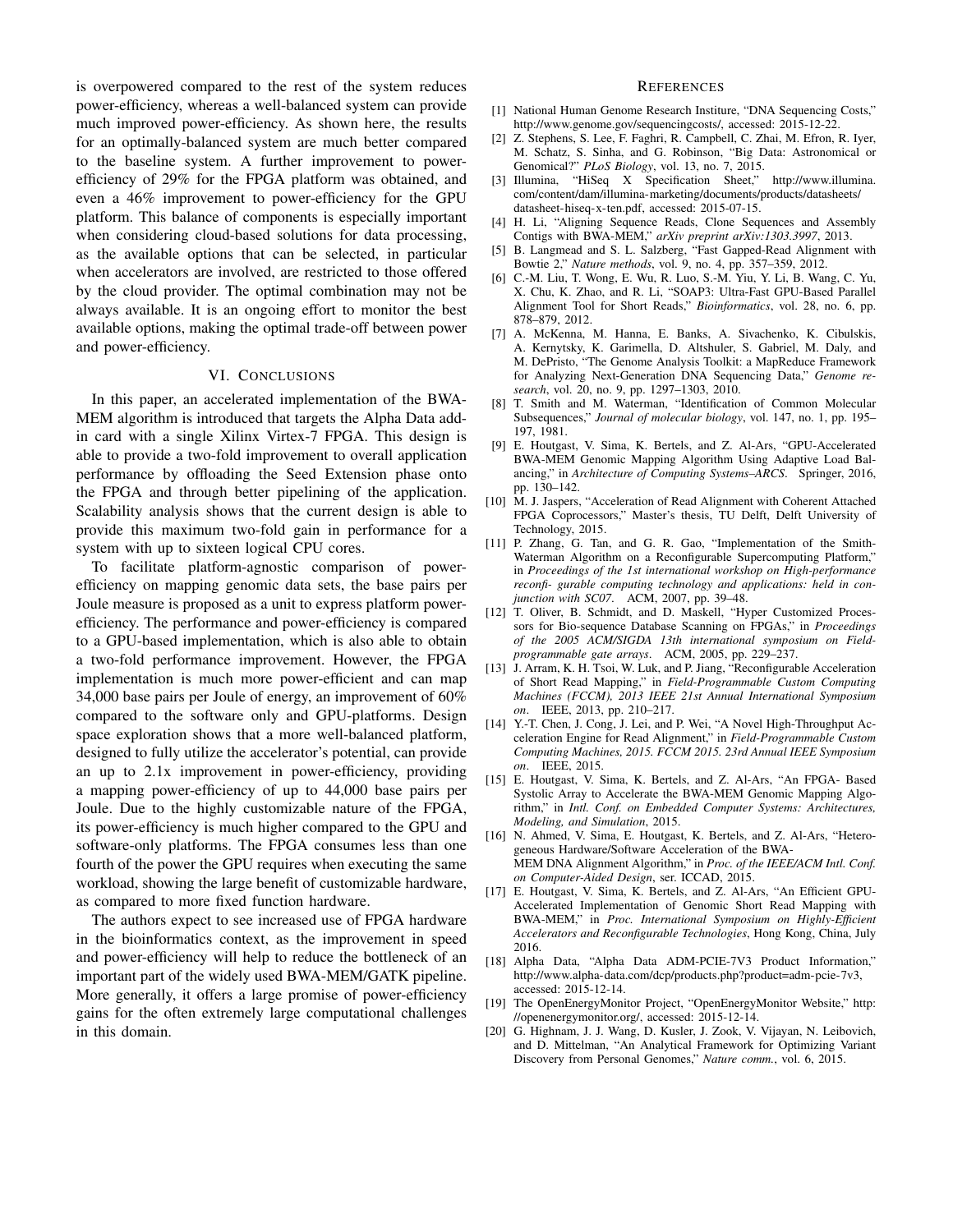is overpowered compared to the rest of the system reduces power-efficiency, whereas a well-balanced system can provide much improved power-efficiency. As shown here, the results for an optimally-balanced system are much better compared to the baseline system. A further improvement to power-efficiency of 29% for the FPGA platform was obtained, and even a 46% improvement to power-efficiency for the GPU platform. This balance of components is especially important when considering cloud-based solutions for data processing, as the available options that can be selected, in particular when accelerators are involved, are restricted to those offered by the cloud provider. The optimal combination may not be always available. It is an ongoing effort to monitor the best available options, making the optimal trade-off between power and power-efficiency.

## VI. Conclusions

In this paper, an accelerated implementation of the BWA-MEM algorithm is introduced that targets the Alpha Data add-in card with a single Xilinx Virtex-7 FPGA. This design is able to provide a two-fold improvement to overall application performance by offloading the Seed Extension phase onto the FPGA and through better pipelining of the application. Scalability analysis shows that the current design is able to provide this maximum two-fold gain in performance for a system with up to sixteen logical CPU cores.

To facilitate platform-agnostic comparison of power-efficiency on mapping genomic data sets, the base pairs per Joule measure is proposed as a unit to express platform power-efficiency. The performance and power-efficiency is compared to a GPU-based implementation, which is also able to obtain a two-fold performance improvement. However, the FPGA implementation is much more power-efficient and can map 34,000 base pairs per Joule of energy, an improvement of 60% compared to the software only and GPU-platforms. Design space exploration shows that a more well-balanced platform, designed to fully utilize the accelerator's potential, can provide an up to 2.1x improvement in power-efficiency, providing a mapping power-efficiency of up to 44,000 base pairs per Joule. Due to the highly customizable nature of the FPGA, its power-efficiency is much higher compared to the GPU and software-only platforms. The FPGA consumes less than one fourth of the power the GPU requires when executing the same workload, showing the large benefit of customizable hardware, as compared to more fixed function hardware.

The authors expect to see increased use of FPGA hardware in the bioinformatics context, as the improvement in speed and power-efficiency will help to reduce the bottleneck of an important part of the widely used BWA-MEM/GATK pipeline. More generally, it offers a large promise of power-efficiency gains for the often extremely large computational challenges in this domain.

## References

[1] National Human Genome Research Institure, "DNA Sequencing Costs," http://www.genome.gov/sequencingcosts/, accessed: 2015-12-22.

[2] Z. Stephens, S. Lee, F. Faghri, R. Campbell, C. Zhai, M. Efron, R. Iyer, M. Schatz, S. Sinha, and G. Robinson, "Big Data: Astronomical or Genomical?" *PLoS Biology*, vol. 13, no. 7, 2015.

[3] Illumina, "HiSeq X Specification Sheet," http://www.illumina.com/content/dam/illumina-marketing/documents/products/datasheets/datasheet-hiseq-x-ten.pdf, accessed: 2015-07-15.

[4] H. Li, "Aligning Sequence Reads, Clone Sequences and Assembly Contigs with BWA-MEM," *arXiv preprint arXiv:1303.3997*, 2013.

[5] B. Langmead and S. L. Salzberg, "Fast Gapped-Read Alignment with Bowtie 2," *Nature methods*, vol. 9, no. 4, pp. 357–359, 2012.

[6] C.-M. Liu, T. Wong, E. Wu, R. Luo, S.-M. Yiu, Y. Li, B. Wang, C. Yu, X. Chu, K. Zhao, and R. Li, "SOAP3: Ultra-Fast GPU-Based Parallel Alignment Tool for Short Reads," *Bioinformatics*, vol. 28, no. 6, pp. 878–879, 2012.

[7] A. McKenna, M. Hanna, E. Banks, A. Sivachenko, K. Cibulskis, A. Kernytsky, K. Garimella, D. Altshuler, S. Gabriel, M. Daly, and M. DePristo, "The Genome Analysis Toolkit: a MapReduce Framework for Analyzing Next-Generation DNA Sequencing Data," *Genome research*, vol. 20, no. 9, pp. 1297–1303, 2010.

[8] T. Smith and M. Waterman, "Identification of Common Molecular Subsequences," *Journal of molecular biology*, vol. 147, no. 1, pp. 195–197, 1981.

[9] E. Houtgast, V. Sima, K. Bertels, and Z. Al-Ars, "GPU-Accelerated BWA-MEM Genomic Mapping Algorithm Using Adaptive Load Balancing," in *Architecture of Computing Systems–ARCS*. Springer, 2016, pp. 130–142.

[10] M. J. Jaspers, "Acceleration of Read Alignment with Coherent Attached FPGA Coprocessors," Master's thesis, TU Delft, Delft University of Technology, 2015.

[11] P. Zhang, G. Tan, and G. R. Gao, "Implementation of the Smith-Waterman Algorithm on a Reconfigurable Supercomputing Platform," in *Proceedings of the 1st international workshop on High-performance reconfi- gurable computing technology and applications: held in conjunction with SC07*. ACM, 2007, pp. 39–48.

[12] T. Oliver, B. Schmidt, and D. Maskell, "Hyper Customized Processors for Bio-sequence Database Scanning on FPGAs," in *Proceedings of the 2005 ACM/SIGDA 13th international symposium on Field-programmable gate arrays*. ACM, 2005, pp. 229–237.

[13] J. Arram, K. H. Tsoi, W. Luk, and P. Jiang, "Reconfigurable Acceleration of Short Read Mapping," in *Field-Programmable Custom Computing Machines (FCCM), 2013 IEEE 21st Annual International Symposium on*. IEEE, 2013, pp. 210–217.

[14] Y.-T. Chen, J. Cong, J. Lei, and P. Wei, "A Novel High-Throughput Acceleration Engine for Read Alignment," in *Field-Programmable Custom Computing Machines, 2015. FCCM 2015. 23rd Annual IEEE Symposium on*. IEEE, 2015.

[15] E. Houtgast, V. Sima, K. Bertels, and Z. Al-Ars, "An FPGA- Based Systolic Array to Accelerate the BWA-MEM Genomic Mapping Algorithm," in *Intl. Conf. on Embedded Computer Systems: Architectures, Modeling, and Simulation*, 2015.

[16] N. Ahmed, V. Sima, E. Houtgast, K. Bertels, and Z. Al-Ars, "Heterogeneous Hardware/Software Acceleration of the BWA-MEM DNA Alignment Algorithm," in *Proc. of the IEEE/ACM Intl. Conf. on Computer-Aided Design*, ser. ICCAD, 2015.

[17] E. Houtgast, V. Sima, K. Bertels, and Z. Al-Ars, "An Efficient GPU-Accelerated Implementation of Genomic Short Read Mapping with BWA-MEM," in *Proc. International Symposium on Highly-Efficient Accelerators and Reconfigurable Technologies*, Hong Kong, China, July 2016.

[18] Alpha Data, "Alpha Data ADM-PCIE-7V3 Product Information," http://www.alpha-data.com/dcp/products.php?product=adm-pcie-7v3, accessed: 2015-12-14.

[19] The OpenEnergyMonitor Project, "OpenEnergyMonitor Website," http://openenergymonitor.org/, accessed: 2015-12-14.

[20] G. Highnam, J. J. Wang, D. Kusler, J. Zook, V. Vijayan, N. Leibovich, and D. Mittelman, "An Analytical Framework for Optimizing Variant Discovery from Personal Genomes," *Nature comm.*, vol. 6, 2015.